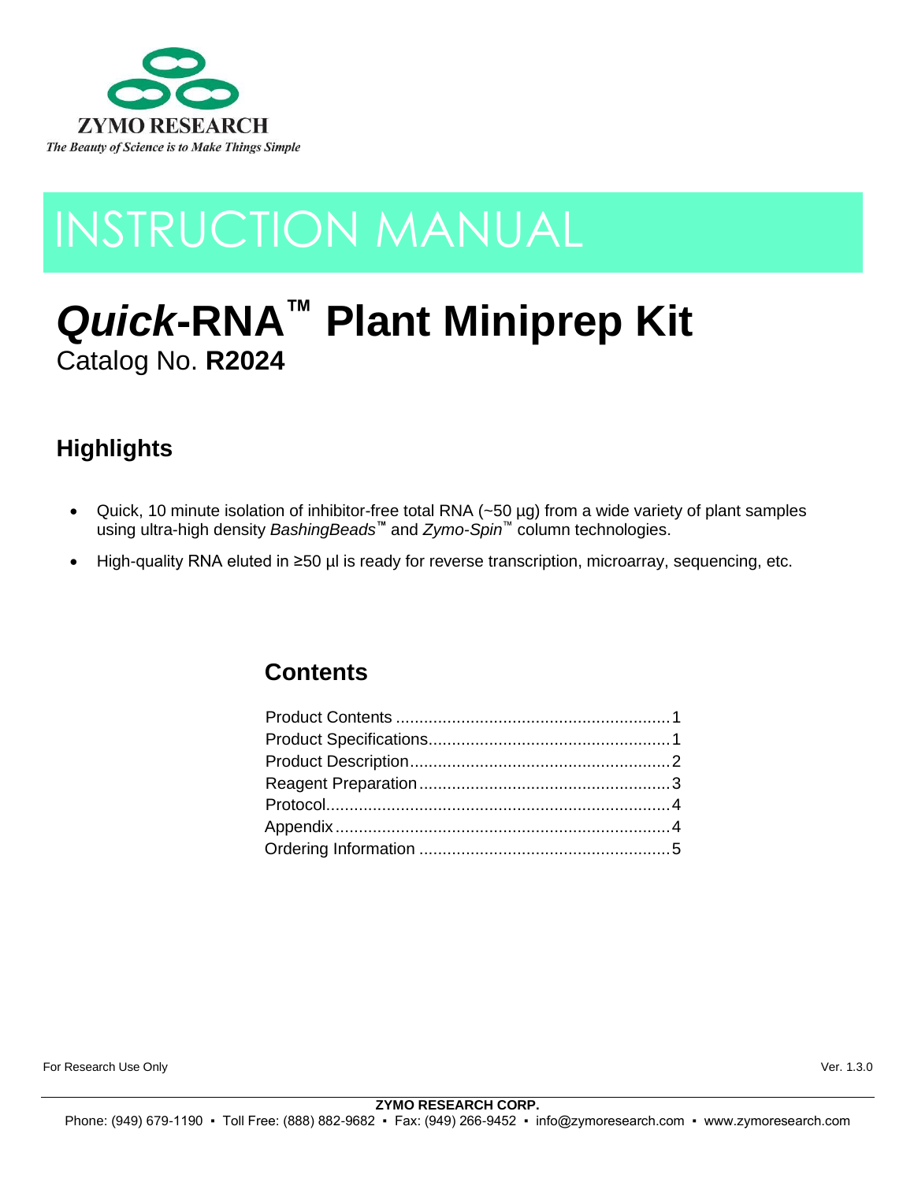ZYMO RESEARCH

*The Beauty of Science is to Make Things Simple*

# INSTRUCTION MANUAL

# *Quick*-RNA™ Plant Miniprep Kit

Catalog No. **R2024**

## Highlights

- Quick, 10 minute isolation of inhibitor-free total RNA (~50 µg) from a wide variety of plant samples using ultra-high density *BashingBeads*™ and *Zymo-Spin*™ column technologies.
- High-quality RNA eluted in ≥50 µl is ready for reverse transcription, microarray, sequencing, etc.

## Contents

Product Contents .......................................................... 1
Product Specifications................................................... 1
Product Description....................................................... 2
Reagent Preparation ..................................................... 3
Protocol......................................................................... 4
Appendix ....................................................................... 4
Ordering Information ..................................................... 5

For Research Use Only

Ver. 1.3.0

**ZYMO RESEARCH CORP.**

Phone: (949) 679-1190 ▪ Toll Free: (888) 882-9682 ▪ Fax: (949) 266-9452 ▪ info@zymoresearch.com ▪ www.zymoresearch.com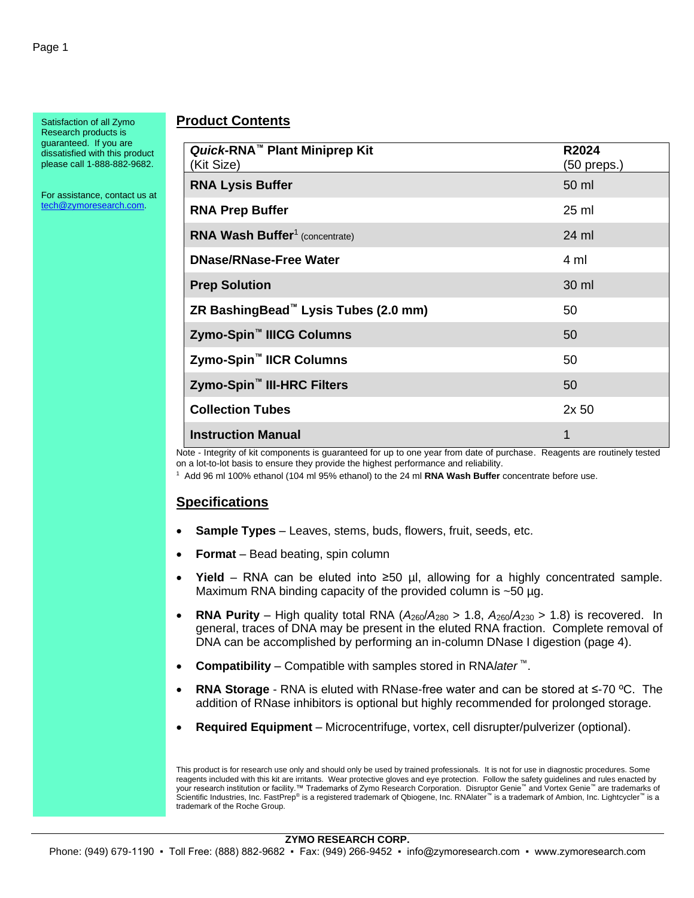Satisfaction of all Zymo Research products is guaranteed. If you are dissatisfied with this product please call 1-888-882-9682.

For assistance, contact us at tech@zymoresearch.com.

## Product Contents

| ***Quick*-RNA™ Plant Miniprep Kit** (Kit Size) | **R2024** (50 preps.) |
|---|---|
| **RNA Lysis Buffer** | 50 ml |
| **RNA Prep Buffer** | 25 ml |
| **RNA Wash Buffer**[1] (concentrate) | 24 ml |
| **DNase/RNase-Free Water** | 4 ml |
| **Prep Solution** | 30 ml |
| **ZR BashingBead™ Lysis Tubes (2.0 mm)** | 50 |
| **Zymo-Spin™ IIICG Columns** | 50 |
| **Zymo-Spin™ IICR Columns** | 50 |
| **Zymo-Spin™ III-HRC Filters** | 50 |
| **Collection Tubes** | 2x 50 |
| **Instruction Manual** | 1 |

Note - Integrity of kit components is guaranteed for up to one year from date of purchase. Reagents are routinely tested on a lot-to-lot basis to ensure they provide the highest performance and reliability.

[1] Add 96 ml 100% ethanol (104 ml 95% ethanol) to the 24 ml **RNA Wash Buffer** concentrate before use.

## Specifications

- **Sample Types** – Leaves, stems, buds, flowers, fruit, seeds, etc.
- **Format** – Bead beating, spin column
- **Yield** – RNA can be eluted into ≥50 µl, allowing for a highly concentrated sample. Maximum RNA binding capacity of the provided column is ~50 µg.
- **RNA Purity** – High quality total RNA ($A_{260}/A_{280}$ > 1.8, $A_{260}/A_{230}$ > 1.8) is recovered. In general, traces of DNA may be present in the eluted RNA fraction. Complete removal of DNA can be accomplished by performing an in-column DNase I digestion (page 4).
- **Compatibility** – Compatible with samples stored in RNA*later* ™.
- **RNA Storage** - RNA is eluted with RNase-free water and can be stored at ≤-70 ºC. The addition of RNase inhibitors is optional but highly recommended for prolonged storage.
- **Required Equipment** – Microcentrifuge, vortex, cell disrupter/pulverizer (optional).

This product is for research use only and should only be used by trained professionals. It is not for use in diagnostic procedures. Some reagents included with this kit are irritants. Wear protective gloves and eye protection. Follow the safety guidelines and rules enacted by your research institution or facility.™ Trademarks of Zymo Research Corporation. Disruptor Genie™ and Vortex Genie™ are trademarks of Scientific Industries, Inc. FastPrep® is a registered trademark of Qbiogene, Inc. RNAlater™ is a trademark of Ambion, Inc. Lightcycler™ is a trademark of the Roche Group.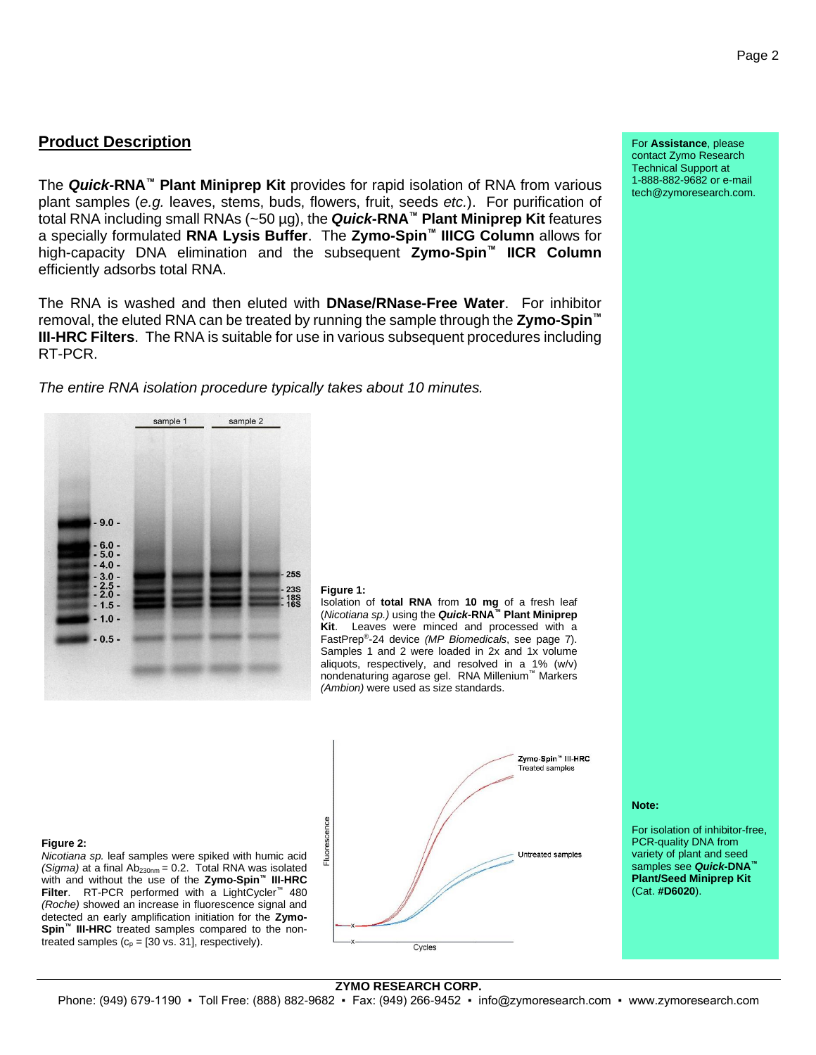## Product Description

The ***Quick*-RNA™ Plant Miniprep Kit** provides for rapid isolation of RNA from various plant samples (*e.g.* leaves, stems, buds, flowers, fruit, seeds *etc.*). For purification of total RNA including small RNAs (~50 µg), the ***Quick*-RNA™ Plant Miniprep Kit** features a specially formulated **RNA Lysis Buffer**. The **Zymo-Spin™ IIICG Column** allows for high-capacity DNA elimination and the subsequent **Zymo-Spin™ IICR Column** efficiently adsorbs total RNA.

The RNA is washed and then eluted with **DNase/RNase-Free Water**. For inhibitor removal, the eluted RNA can be treated by running the sample through the **Zymo-Spin™ III-HRC Filters**. The RNA is suitable for use in various subsequent procedures including RT-PCR.

*The entire RNA isolation procedure typically takes about 10 minutes.*

**Figure 1:**
Isolation of **total RNA** from **10 mg** of a fresh leaf (*Nicotiana sp.)* using the ***Quick*-RNA™ Plant Miniprep Kit**. Leaves were minced and processed with a FastPrep®-24 device *(MP Biomedicals*, see page 7). Samples 1 and 2 were loaded in 2x and 1x volume aliquots, respectively, and resolved in a 1% (w/v) nondenaturing agarose gel. RNA Millenium™ Markers *(Ambion)* were used as size standards.

**Figure 2:**
*Nicotiana sp.* leaf samples were spiked with humic acid *(Sigma)* at a final $Ab_{230nm}$ = 0.2. Total RNA was isolated with and without the use of the **Zymo-Spin™ III-HRC Filter**. RT-PCR performed with a LightCycler™ 480 *(Roche)* showed an increase in fluorescence signal and detected an early amplification initiation for the **Zymo-Spin™ III-HRC** treated samples compared to the non-treated samples ($c_p$ = [30 vs. 31], respectively).

For **Assistance**, please contact Zymo Research Technical Support at 1-888-882-9682 or e-mail tech@zymoresearch.com.

**Note:**

For isolation of inhibitor-free, PCR-quality DNA from variety of plant and seed samples see ***Quick*-DNA™ Plant/Seed Miniprep Kit** (Cat. **#D6020**).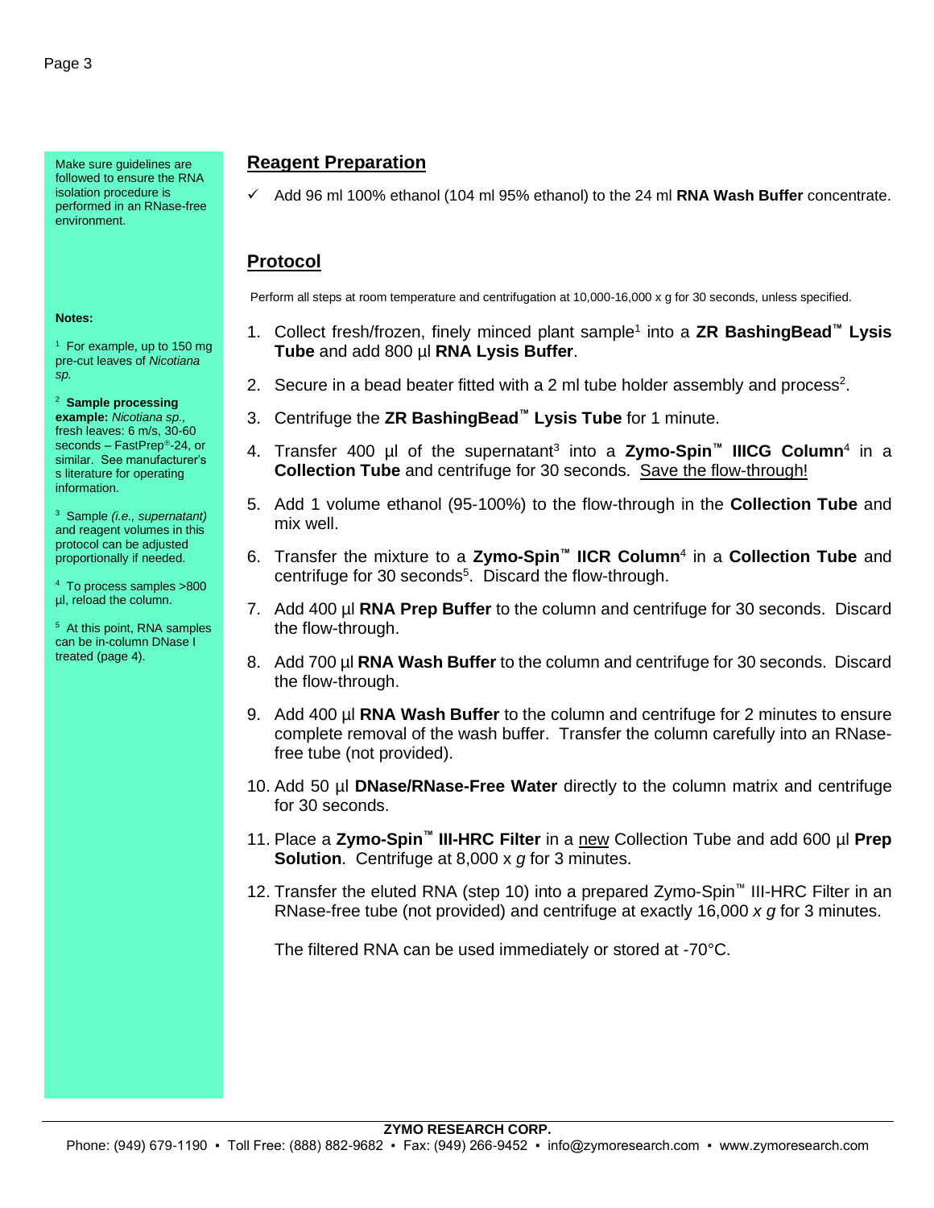Make sure guidelines are followed to ensure the RNA isolation procedure is performed in an RNase-free environment.

## Reagent Preparation

✓ Add 96 ml 100% ethanol (104 ml 95% ethanol) to the 24 ml **RNA Wash Buffer** concentrate.

## Protocol

Perform all steps at room temperature and centrifugation at 10,000-16,000 x g for 30 seconds, unless specified.

1. Collect fresh/frozen, finely minced plant sample[1] into a **ZR BashingBead™ Lysis Tube** and add 800 µl **RNA Lysis Buffer**.
2. Secure in a bead beater fitted with a 2 ml tube holder assembly and process[2].
3. Centrifuge the **ZR BashingBead™ Lysis Tube** for 1 minute.
4. Transfer 400 µl of the supernatant[3] into a **Zymo-Spin™ IIICG Column**[4] in a **Collection Tube** and centrifuge for 30 seconds. Save the flow-through!
5. Add 1 volume ethanol (95-100%) to the flow-through in the **Collection Tube** and mix well.
6. Transfer the mixture to a **Zymo-Spin™ IICR Column**[4] in a **Collection Tube** and centrifuge for 30 seconds[5]. Discard the flow-through.
7. Add 400 µl **RNA Prep Buffer** to the column and centrifuge for 30 seconds. Discard the flow-through.
8. Add 700 µl **RNA Wash Buffer** to the column and centrifuge for 30 seconds. Discard the flow-through.
9. Add 400 µl **RNA Wash Buffer** to the column and centrifuge for 2 minutes to ensure complete removal of the wash buffer. Transfer the column carefully into an RNase-free tube (not provided).
10. Add 50 µl **DNase/RNase-Free Water** directly to the column matrix and centrifuge for 30 seconds.
11. Place a **Zymo-Spin™ III-HRC Filter** in a new Collection Tube and add 600 µl **Prep Solution**. Centrifuge at 8,000 x *g* for 3 minutes.
12. Transfer the eluted RNA (step 10) into a prepared Zymo-Spin™ III-HRC Filter in an RNase-free tube (not provided) and centrifuge at exactly 16,000 *x g* for 3 minutes.

    The filtered RNA can be used immediately or stored at -70°C.

**Notes:**

[1] For example, up to 150 mg pre-cut leaves of *Nicotiana sp.*

[2] **Sample processing example:** *Nicotiana sp.*, fresh leaves: 6 m/s, 30-60 seconds – FastPrep®-24, or similar. See manufacturer's literature for operating information.

[3] Sample *(i.e., supernatant)* and reagent volumes in this protocol can be adjusted proportionally if needed.

[4] To process samples >800 µl, reload the column.

[5] At this point, RNA samples can be in-column DNase I treated (page 4).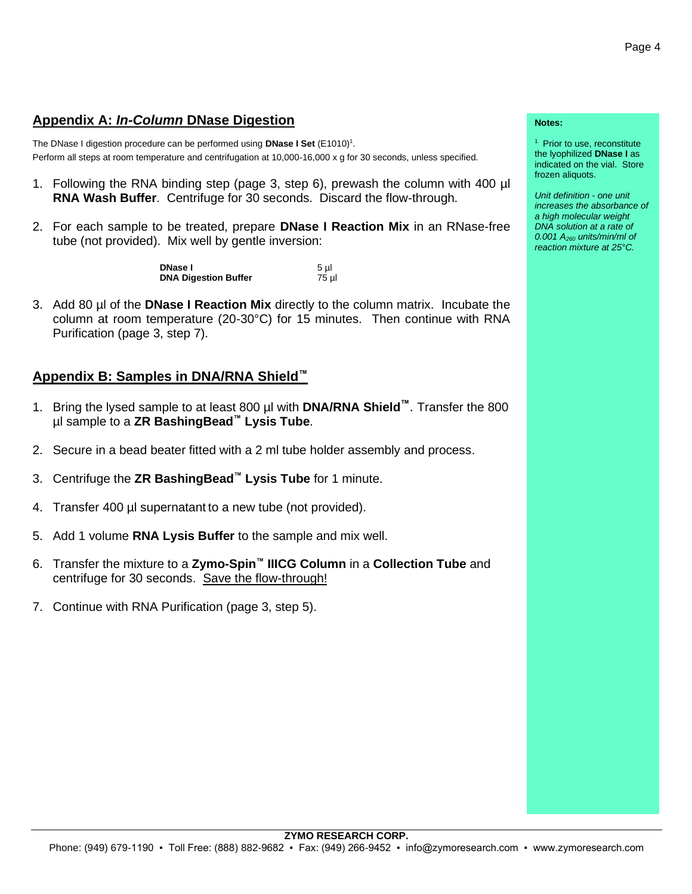## Appendix A: *In-Column* DNase Digestion

The DNase I digestion procedure can be performed using **DNase I Set** (E1010)[1].
Perform all steps at room temperature and centrifugation at 10,000-16,000 x g for 30 seconds, unless specified.

1. Following the RNA binding step (page 3, step 6), prewash the column with 400 µl **RNA Wash Buffer**. Centrifuge for 30 seconds. Discard the flow-through.

2. For each sample to be treated, prepare **DNase I Reaction Mix** in an RNase-free tube (not provided). Mix well by gentle inversion:

| | |
|---|---|
| **DNase I** | 5 µl |
| **DNA Digestion Buffer** | 75 µl |

3. Add 80 µl of the **DNase I Reaction Mix** directly to the column matrix. Incubate the column at room temperature (20-30°C) for 15 minutes. Then continue with RNA Purification (page 3, step 7).

## Appendix B: Samples in DNA/RNA Shield™

1. Bring the lysed sample to at least 800 µl with **DNA/RNA Shield™**. Transfer the 800 µl sample to a **ZR BashingBead™ Lysis Tube**.

2. Secure in a bead beater fitted with a 2 ml tube holder assembly and process.

3. Centrifuge the **ZR BashingBead™ Lysis Tube** for 1 minute.

4. Transfer 400 µl supernatant to a new tube (not provided).

5. Add 1 volume **RNA Lysis Buffer** to the sample and mix well.

6. Transfer the mixture to a **Zymo-Spin™ IIICG Column** in a **Collection Tube** and centrifuge for 30 seconds. <u>Save the flow-through!</u>

7. Continue with RNA Purification (page 3, step 5).

**Notes:**

[1] Prior to use, reconstitute the lyophilized **DNase I** as indicated on the vial. Store frozen aliquots.

*Unit definition - one unit increases the absorbance of a high molecular weight DNA solution at a rate of 0.001 $A_{260}$ units/min/ml of reaction mixture at 25°C.*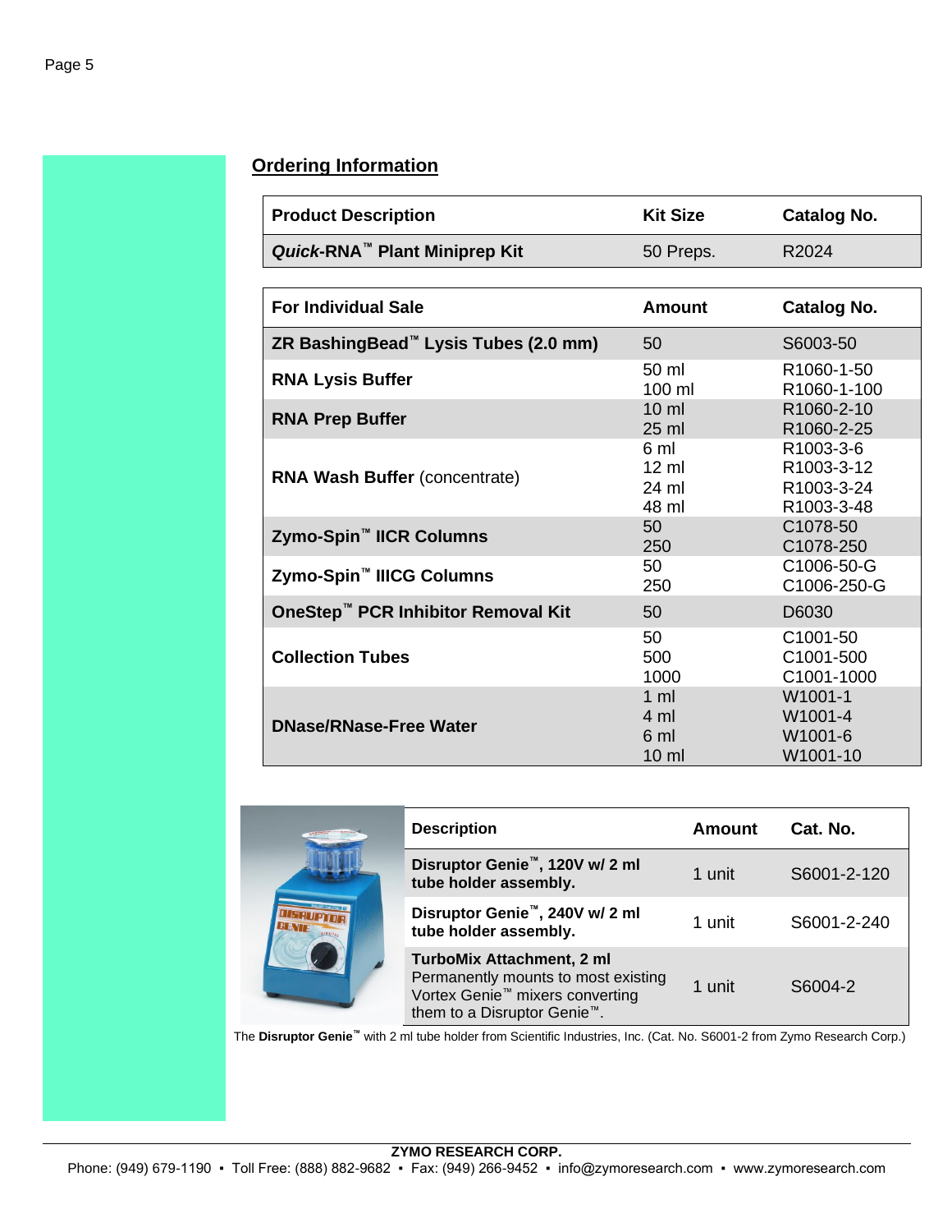## Ordering Information

| Product Description | Kit Size | Catalog No. |
|---|---|---|
| ***Quick*-RNA™ Plant Miniprep Kit** | 50 Preps. | R2024 |

| For Individual Sale | Amount | Catalog No. |
|---|---|---|
| **ZR BashingBead™ Lysis Tubes (2.0 mm)** | 50 | S6003-50 |
| **RNA Lysis Buffer** | 50 ml<br>100 ml | R1060-1-50<br>R1060-1-100 |
| **RNA Prep Buffer** | 10 ml<br>25 ml | R1060-2-10<br>R1060-2-25 |
| **RNA Wash Buffer** (concentrate) | 6 ml<br>12 ml<br>24 ml<br>48 ml | R1003-3-6<br>R1003-3-12<br>R1003-3-24<br>R1003-3-48 |
| **Zymo-Spin™ IICR Columns** | 50<br>250 | C1078-50<br>C1078-250 |
| **Zymo-Spin™ IIICG Columns** | 50<br>250 | C1006-50-G<br>C1006-250-G |
| **OneStep™ PCR Inhibitor Removal Kit** | 50 | D6030 |
| **Collection Tubes** | 50<br>500<br>1000 | C1001-50<br>C1001-500<br>C1001-1000 |
| **DNase/RNase-Free Water** | 1 ml<br>4 ml<br>6 ml<br>10 ml | W1001-1<br>W1001-4<br>W1001-6<br>W1001-10 |

| Description | Amount | Cat. No. |
|---|---|---|
| **Disruptor Genie™, 120V w/ 2 ml tube holder assembly.** | 1 unit | S6001-2-120 |
| **Disruptor Genie™, 240V w/ 2 ml tube holder assembly.** | 1 unit | S6001-2-240 |
| **TurboMix Attachment, 2 ml**<br>Permanently mounts to most existing Vortex Genie™ mixers converting them to a Disruptor Genie™. | 1 unit | S6004-2 |

The **Disruptor Genie™** with 2 ml tube holder from Scientific Industries, Inc. (Cat. No. S6001-2 from Zymo Research Corp.)

**ZYMO RESEARCH CORP.**
Phone: (949) 679-1190 ▪ Toll Free: (888) 882-9682 ▪ Fax: (949) 266-9452 ▪ info@zymoresearch.com ▪ www.zymoresearch.com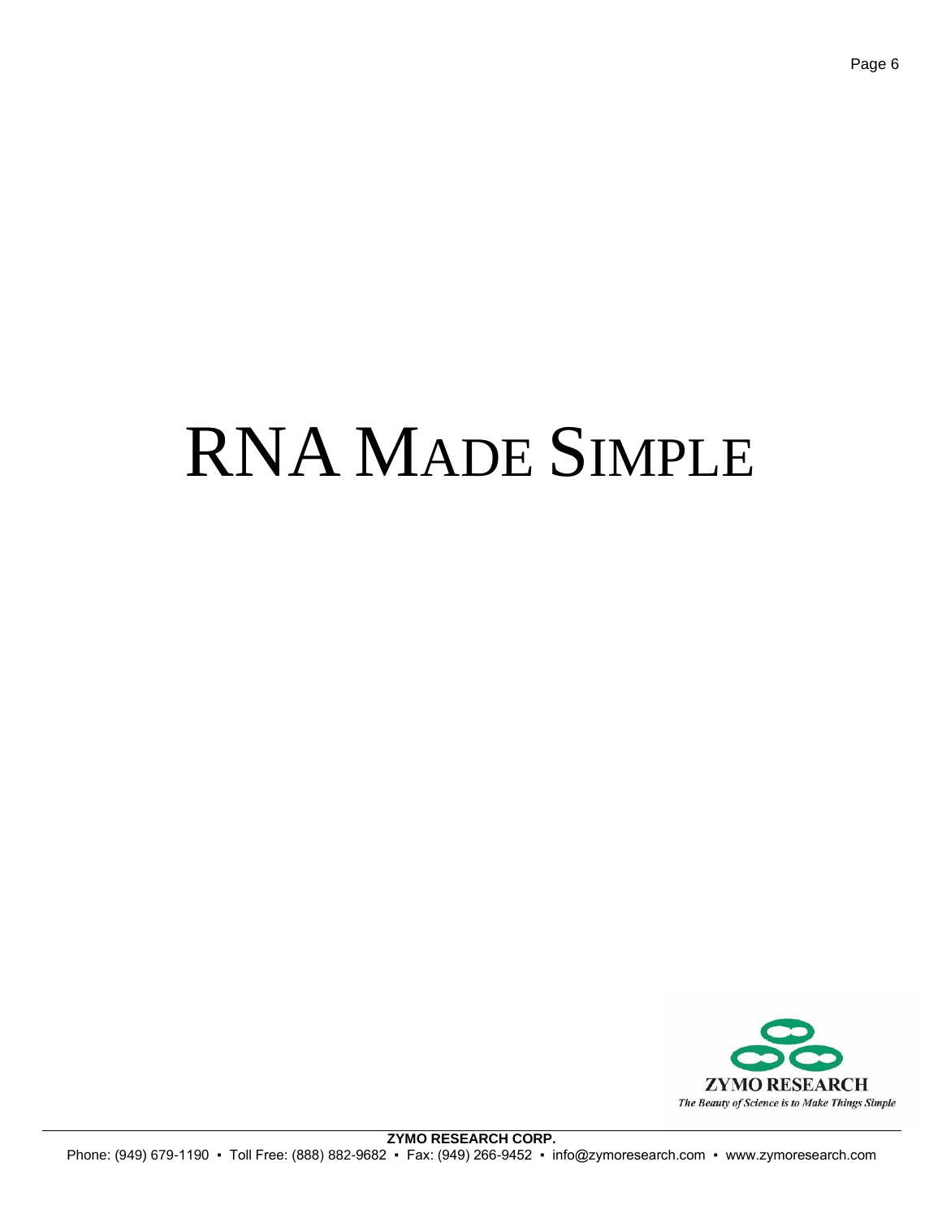# RNA MADE SIMPLE

ZYMO RESEARCH

*The Beauty of Science is to Make Things Simple*

**ZYMO RESEARCH CORP.**

Phone: (949) 679-1190 ▪ Toll Free: (888) 882-9682 ▪ Fax: (949) 266-9452 ▪ info@zymoresearch.com ▪ www.zymoresearch.com